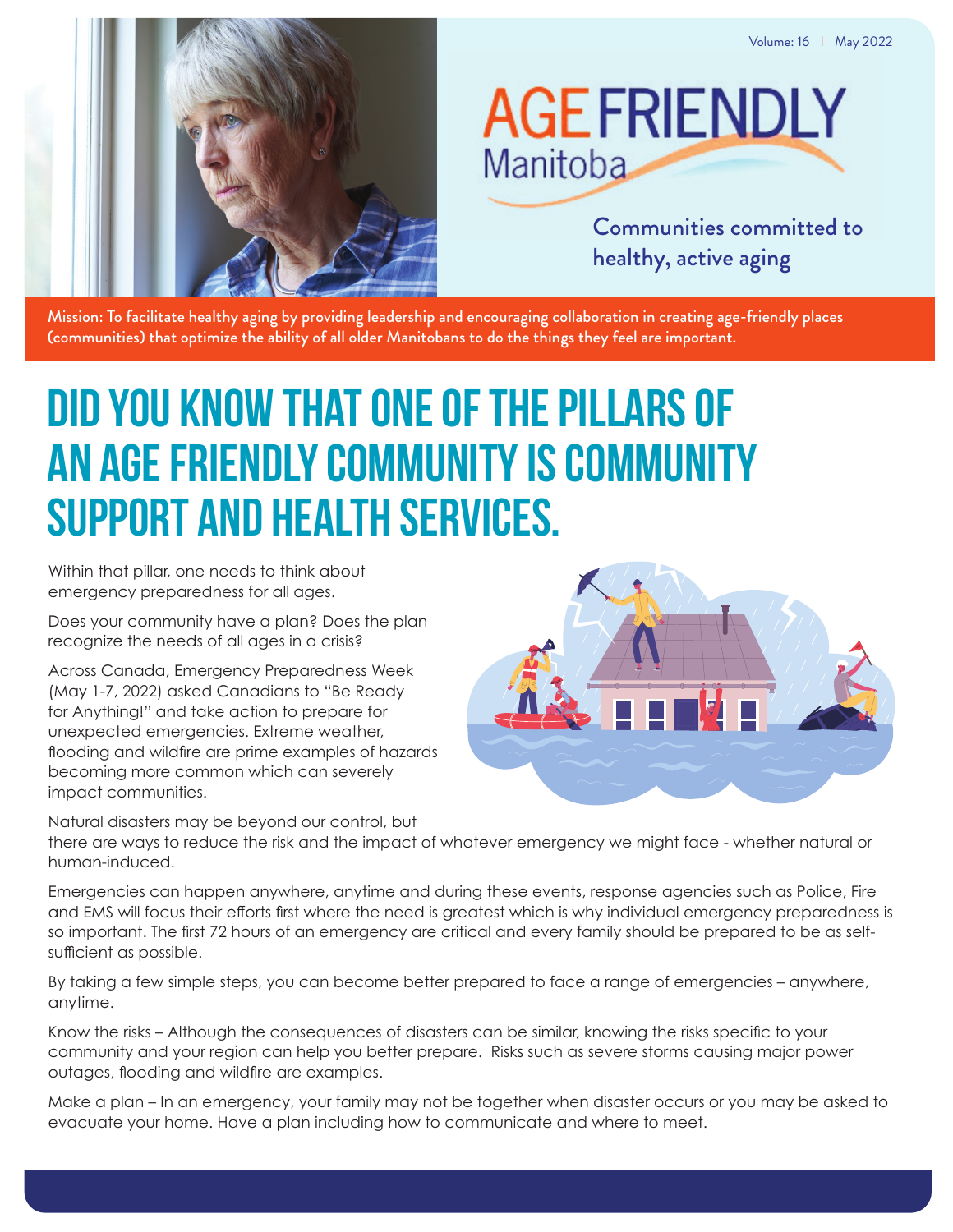Volume: 16 | May 2022

# AGE FRIENDLY Manitoba

Communities committed to healthy, active aging

**Mission: To facilitate healthy aging by providing leadership and encouraging collaboration in creating age-friendly places (communities) that optimize the ability of all older Manitobans to do the things they feel are important.**

# DID YOU KNOW THAT ONE OF THE PILLARS OF AN AGE FRIENDLY COMMUNITY IS COMMUNITY SUPPORT AND HEALTH SERVICES.

Within that pillar, one needs to think about emergency preparedness for all ages.

Does your community have a plan? Does the plan recognize the needs of all ages in a crisis?

Across Canada, Emergency Preparedness Week (May 1-7, 2022) asked Canadians to "Be Ready for Anything!" and take action to prepare for unexpected emergencies. Extreme weather, flooding and wildfire are prime examples of hazards becoming more common which can severely impact communities.

Natural disasters may be beyond our control, but there are ways to reduce the risk and the impact of whatever emergency we might face - whether natural or human-induced.

Emergencies can happen anywhere, anytime and during these events, response agencies such as Police, Fire and EMS will focus their efforts first where the need is greatest which is why individual emergency preparedness is so important. The first 72 hours of an emergency are critical and every family should be prepared to be as self-sufficient as possible.

By taking a few simple steps, you can become better prepared to face a range of emergencies – anywhere, anytime.

Know the risks – Although the consequences of disasters can be similar, knowing the risks specific to your community and your region can help you better prepare. Risks such as severe storms causing major power outages, flooding and wildfire are examples.

Make a plan – In an emergency, your family may not be together when disaster occurs or you may be asked to evacuate your home. Have a plan including how to communicate and where to meet.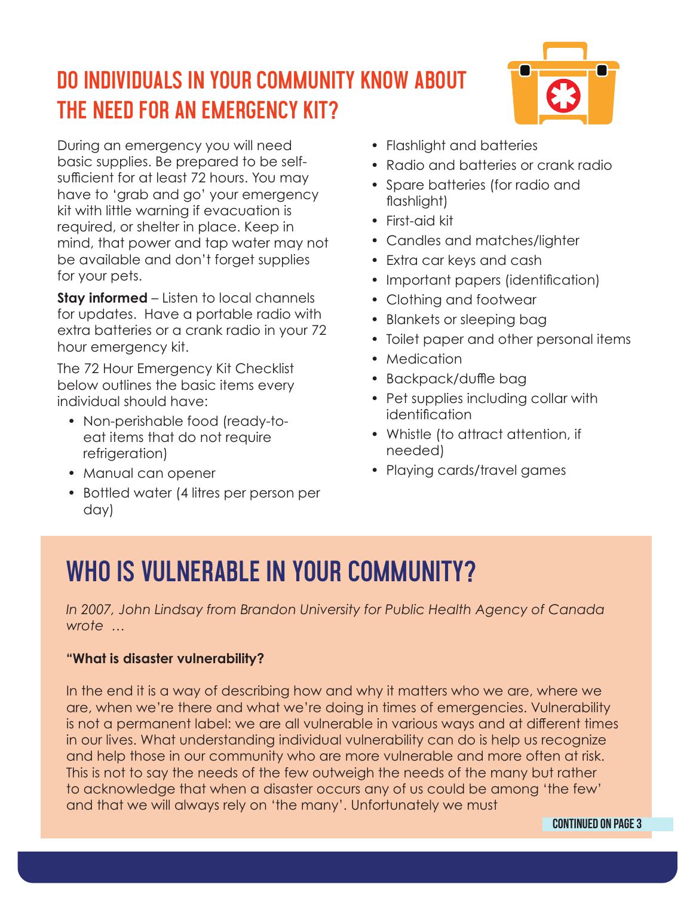## DO INDIVIDUALS IN YOUR COMMUNITY KNOW ABOUT THE NEED FOR AN EMERGENCY KIT?

During an emergency you will need basic supplies. Be prepared to be self-sufficient for at least 72 hours. You may have to 'grab and go' your emergency kit with little warning if evacuation is required, or shelter in place. Keep in mind, that power and tap water may not be available and don't forget supplies for your pets.

**Stay informed** – Listen to local channels for updates. Have a portable radio with extra batteries or a crank radio in your 72 hour emergency kit.

The 72 Hour Emergency Kit Checklist below outlines the basic items every individual should have:

- Non-perishable food (ready-to-eat items that do not require refrigeration)
- Manual can opener
- Bottled water (4 litres per person per day)
- Flashlight and batteries
- Radio and batteries or crank radio
- Spare batteries (for radio and flashlight)
- First-aid kit
- Candles and matches/lighter
- Extra car keys and cash
- Important papers (identification)
- Clothing and footwear
- Blankets or sleeping bag
- Toilet paper and other personal items
- Medication
- Backpack/duffle bag
- Pet supplies including collar with identification
- Whistle (to attract attention, if needed)
- Playing cards/travel games

## WHO IS VULNERABLE IN YOUR COMMUNITY?

*In 2007, John Lindsay from Brandon University for Public Health Agency of Canada wrote ...*

**"What is disaster vulnerability?**

In the end it is a way of describing how and why it matters who we are, where we are, when we're there and what we're doing in times of emergencies. Vulnerability is not a permanent label: we are all vulnerable in various ways and at different times in our lives. What understanding individual vulnerability can do is help us recognize and help those in our community who are more vulnerable and more often at risk. This is not to say the needs of the few outweigh the needs of the many but rather to acknowledge that when a disaster occurs any of us could be among 'the few' and that we will always rely on 'the many'. Unfortunately we must

**CONTINUED ON PAGE 3**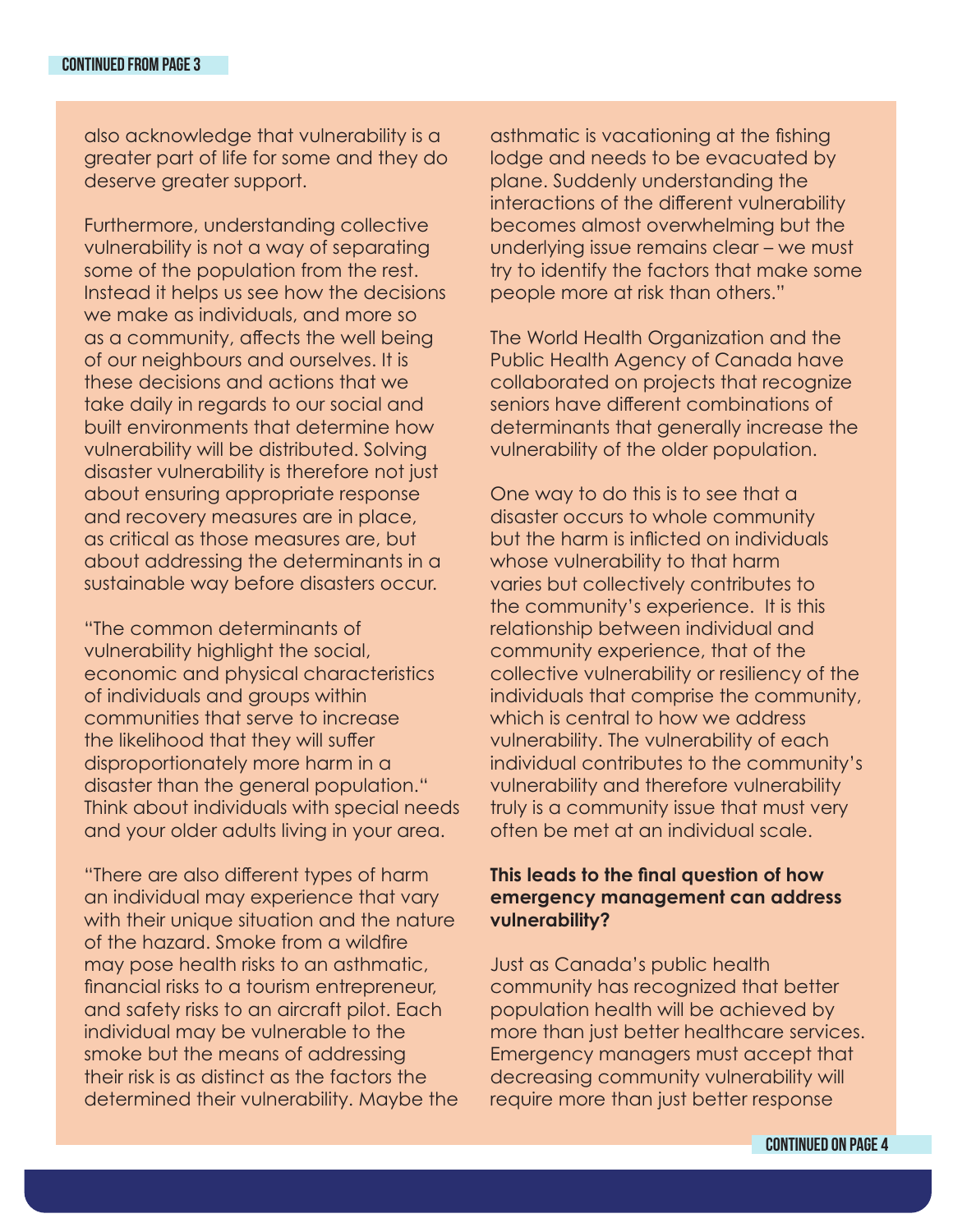CONTINUED FROM PAGE 3

also acknowledge that vulnerability is a greater part of life for some and they do deserve greater support.

Furthermore, understanding collective vulnerability is not a way of separating some of the population from the rest. Instead it helps us see how the decisions we make as individuals, and more so as a community, affects the well being of our neighbours and ourselves. It is these decisions and actions that we take daily in regards to our social and built environments that determine how vulnerability will be distributed. Solving disaster vulnerability is therefore not just about ensuring appropriate response and recovery measures are in place, as critical as those measures are, but about addressing the determinants in a sustainable way before disasters occur.

"The common determinants of vulnerability highlight the social, economic and physical characteristics of individuals and groups within communities that serve to increase the likelihood that they will suffer disproportionately more harm in a disaster than the general population." Think about individuals with special needs and your older adults living in your area.

"There are also different types of harm an individual may experience that vary with their unique situation and the nature of the hazard. Smoke from a wildfire may pose health risks to an asthmatic, financial risks to a tourism entrepreneur, and safety risks to an aircraft pilot. Each individual may be vulnerable to the smoke but the means of addressing their risk is as distinct as the factors the determined their vulnerability. Maybe the asthmatic is vacationing at the fishing lodge and needs to be evacuated by plane. Suddenly understanding the interactions of the different vulnerability becomes almost overwhelming but the underlying issue remains clear – we must try to identify the factors that make some people more at risk than others."

The World Health Organization and the Public Health Agency of Canada have collaborated on projects that recognize seniors have different combinations of determinants that generally increase the vulnerability of the older population.

One way to do this is to see that a disaster occurs to whole community but the harm is inflicted on individuals whose vulnerability to that harm varies but collectively contributes to the community's experience. It is this relationship between individual and community experience, that of the collective vulnerability or resiliency of the individuals that comprise the community, which is central to how we address vulnerability. The vulnerability of each individual contributes to the community's vulnerability and therefore vulnerability truly is a community issue that must very often be met at an individual scale.

**This leads to the final question of how emergency management can address vulnerability?**

Just as Canada's public health community has recognized that better population health will be achieved by more than just better healthcare services. Emergency managers must accept that decreasing community vulnerability will require more than just better response

CONTINUED ON PAGE 4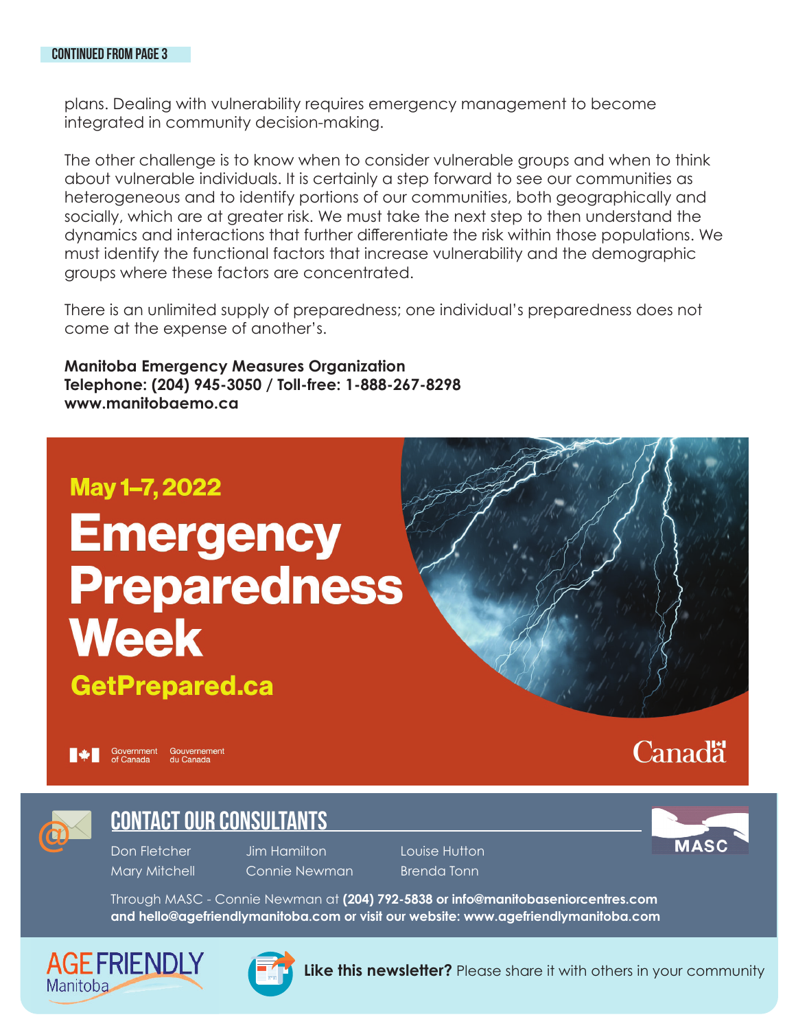CONTINUED FROM PAGE 3

plans. Dealing with vulnerability requires emergency management to become integrated in community decision-making.

The other challenge is to know when to consider vulnerable groups and when to think about vulnerable individuals. It is certainly a step forward to see our communities as heterogeneous and to identify portions of our communities, both geographically and socially, which are at greater risk. We must take the next step to then understand the dynamics and interactions that further differentiate the risk within those populations. We must identify the functional factors that increase vulnerability and the demographic groups where these factors are concentrated.

There is an unlimited supply of preparedness; one individual's preparedness does not come at the expense of another's.

**Manitoba Emergency Measures Organization**
**Telephone: (204) 945-3050 / Toll-free: 1-888-267-8298**
**www.manitobaemo.ca**

May 1–7, 2022

# Emergency Preparedness Week

GetPrepared.ca

Government of Canada / Gouvernement du Canada

Canada

## CONTACT OUR CONSULTANTS

Don Fletcher, Jim Hamilton, Louise Hutton
Mary Mitchell, Connie Newman, Brenda Tonn

MASC

Through MASC - Connie Newman at **(204) 792-5838 or info@manitobaseniorcentres.com and hello@agefriendlymanitoba.com or visit our website: www.agefriendlymanitoba.com**

AGE FRIENDLY Manitoba

**Like this newsletter?** Please share it with others in your community